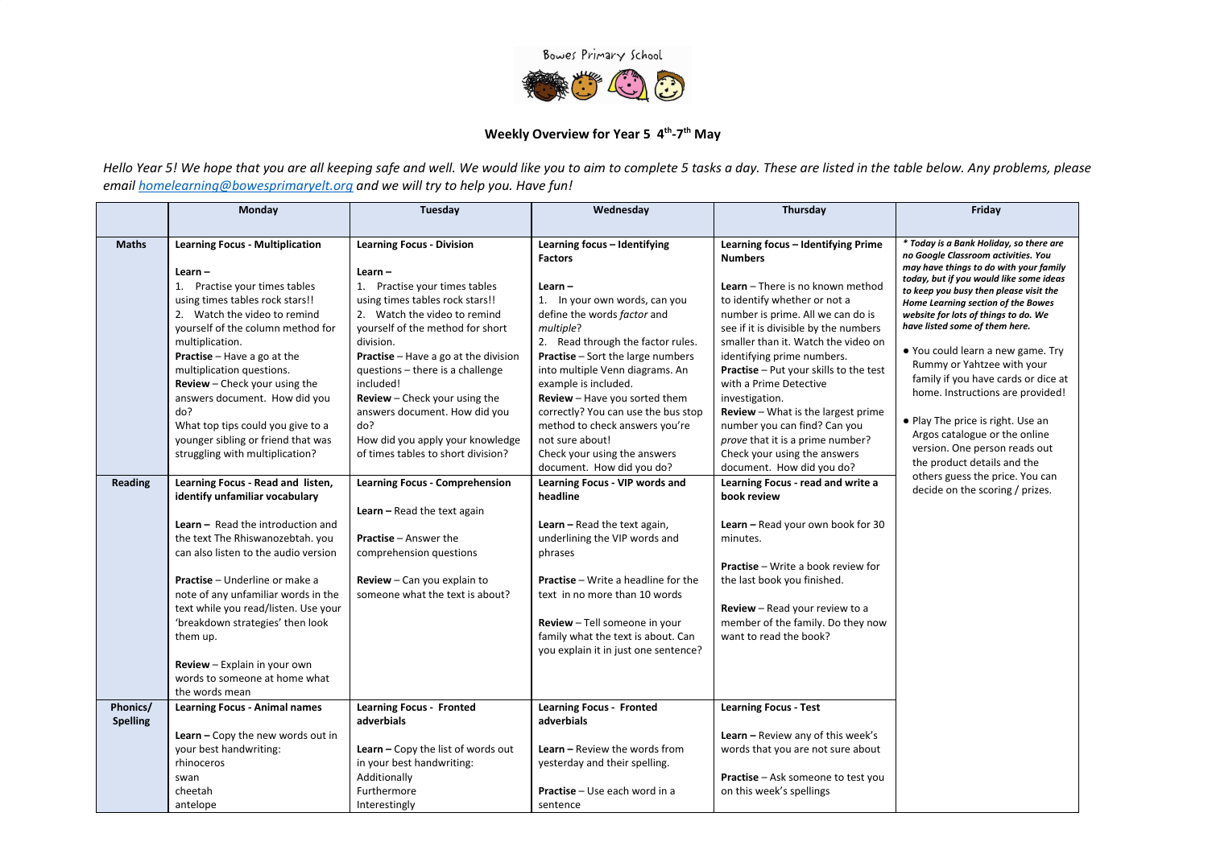Bowes Primary School

### Weekly Overview for Year 5 4th-7th May

*Hello Year 5! We hope that you are all keeping safe and well. We would like you to aim to complete 5 tasks a day. These are listed in the table below. Any problems, please email homelearning@bowesprimaryelt.org and we will try to help you. Have fun!*

| | Monday | Tuesday | Wednesday | Thursday | Friday |
|---|---|---|---|---|---|
| **Maths** | **Learning Focus - Multiplication**<br><br>**Learn –**<br>1. Practise your times tables using times tables rock stars!!<br>2. Watch the video to remind yourself of the column method for multiplication.<br>**Practise** – Have a go at the multiplication questions.<br>**Review** – Check your using the answers document. How did you do?<br>What top tips could you give to a younger sibling or friend that was struggling with multiplication? | **Learning Focus - Division**<br><br>**Learn –**<br>1. Practise your times tables using times tables rock stars!!<br>2. Watch the video to remind yourself of the method for short division.<br>**Practise** – Have a go at the division questions – there is a challenge included!<br>**Review** – Check your using the answers document. How did you do?<br>How did you apply your knowledge of times tables to short division? | **Learning focus – Identifying Factors**<br><br>**Learn –**<br>1. In your own words, can you define the words *factor* and *multiple*?<br>2. Read through the factor rules.<br>**Practise** – Sort the large numbers into multiple Venn diagrams. An example is included.<br>**Review** – Have you sorted them correctly? You can use the bus stop method to check answers you're not sure about!<br>Check your using the answers document. How did you do? | **Learning focus – Identifying Prime Numbers**<br><br>**Learn** – There is no known method to identify whether or not a number is prime. All we can do is see if it is divisible by the numbers smaller than it. Watch the video on identifying prime numbers.<br>**Practise** – Put your skills to the test with a Prime Detective investigation.<br>**Review** – What is the largest prime number you can find? Can you *prove* that it is a prime number? Check your using the answers document. How did you do? | ***\* Today is a Bank Holiday, so there are no Google Classroom activities. You may have things to do with your family today, but if you would like some ideas to keep you busy then please visit the Home Learning section of the Bowes website for lots of things to do. We have listed some of them here.***<br><br>● You could learn a new game. Try Rummy or Yahtzee with your family if you have cards or dice at home. Instructions are provided!<br><br>● Play The price is right. Use an Argos catalogue or the online version. One person reads out the product details and the others guess the price. You can decide on the scoring / prizes. |
| **Reading** | **Learning Focus - Read and listen, identify unfamiliar vocabulary**<br><br>**Learn –** Read the introduction and the text The Rhiswanozebtah. you can also listen to the audio version<br><br>**Practise** – Underline or make a note of any unfamiliar words in the text while you read/listen. Use your 'breakdown strategies' then look them up.<br><br>**Review** – Explain in your own words to someone at home what the words mean | **Learning Focus - Comprehension**<br><br>**Learn –** Read the text again<br><br>**Practise** – Answer the comprehension questions<br><br>**Review** – Can you explain to someone what the text is about? | **Learning Focus - VIP words and headline**<br><br>**Learn –** Read the text again, underlining the VIP words and phrases<br><br>**Practise** – Write a headline for the text in no more than 10 words<br><br>**Review** – Tell someone in your family what the text is about. Can you explain it in just one sentence? | **Learning Focus - read and write a book review**<br><br>**Learn –** Read your own book for 30 minutes.<br><br>**Practise** – Write a book review for the last book you finished.<br><br>**Review** – Read your review to a member of the family. Do they now want to read the book? | |
| **Phonics/ Spelling** | **Learning Focus - Animal names**<br><br>**Learn –** Copy the new words out in your best handwriting:<br>rhinoceros<br>swan<br>cheetah<br>antelope | **Learning Focus - Fronted adverbials**<br><br>**Learn –** Copy the list of words out in your best handwriting:<br>Additionally<br>Furthermore<br>Interestingly | **Learning Focus - Fronted adverbials**<br><br>**Learn –** Review the words from yesterday and their spelling.<br><br>**Practise** – Use each word in a sentence | **Learning Focus - Test**<br><br>**Learn –** Review any of this week's words that you are not sure about<br><br>**Practise** – Ask someone to test you on this week's spellings | |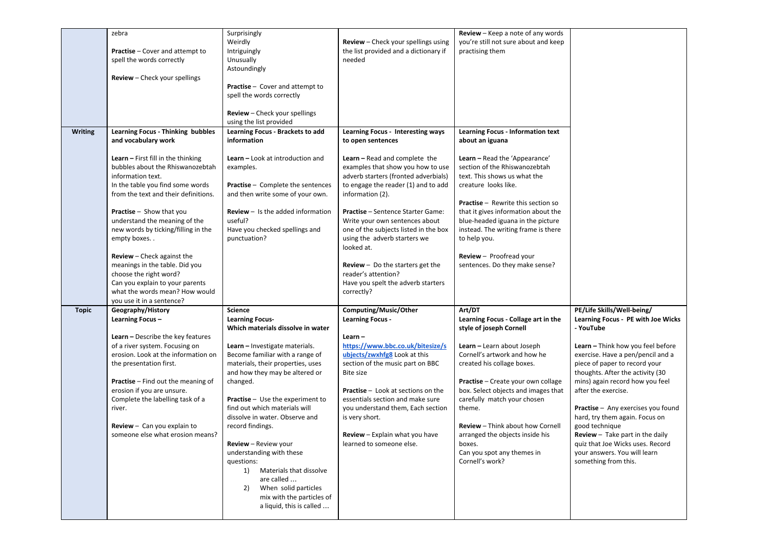| | | | | | |
|---|---|---|---|---|---|
| | zebra<br><br>**Practise** – Cover and attempt to spell the words correctly<br><br>**Review** – Check your spellings | Surprisingly<br>Weirdly<br>Intriguingly<br>Unusually<br>Astoundingly<br><br>**Practise** – Cover and attempt to spell the words correctly<br><br>**Review** – Check your spellings using the list provided | **Review** – Check your spellings using the list provided and a dictionary if needed | **Review** – Keep a note of any words you're still not sure about and keep practising them | |
| **Writing** | **Learning Focus - Thinking bubbles and vocabulary work**<br><br>**Learn –** First fill in the thinking bubbles about the Rhiswanozebtah information text.<br>In the table you find some words from the text and their definitions.<br><br>**Practise** – Show that you understand the meaning of the new words by ticking/filling in the empty boxes. .<br><br>**Review** – Check against the meanings in the table. Did you choose the right word?<br>Can you explain to your parents what the words mean? How would you use it in a sentence? | **Learning Focus - Brackets to add information**<br><br>**Learn –** Look at introduction and examples.<br><br>**Practise** – Complete the sentences and then write some of your own.<br><br>**Review** – Is the added information useful?<br>Have you checked spellings and punctuation? | **Learning Focus - Interesting ways to open sentences**<br><br>**Learn –** Read and complete the examples that show you how to use adverb starters (fronted adverbials) to engage the reader (1) and to add information (2).<br><br>**Practise** – Sentence Starter Game: Write your own sentences about one of the subjects listed in the box using the adverb starters we looked at.<br><br>**Review** – Do the starters get the reader's attention?<br>Have you spelt the adverb starters correctly? | **Learning Focus - Information text about an iguana**<br><br>**Learn –** Read the 'Appearance' section of the Rhiswanozebtah text. This shows us what the creature looks like.<br><br>**Practise** – Rewrite this section so that it gives information about the blue-headed iguana in the picture instead. The writing frame is there to help you.<br><br>**Review** – Proofread your sentences. Do they make sense? | |
| **Topic** | **Geography/History**<br>**Learning Focus –**<br><br>**Learn –** Describe the key features of a river system. Focusing on erosion. Look at the information on the presentation first.<br><br>**Practise** – Find out the meaning of erosion if you are unsure.<br>Complete the labelling task of a river.<br><br>**Review** – Can you explain to someone else what erosion means? | **Science**<br>**Learning Focus-**<br>**Which materials dissolve in water**<br><br>**Learn –** Investigate materials. Become familiar with a range of materials, their properties, uses and how they may be altered or changed.<br><br>**Practise** – Use the experiment to find out which materials will dissolve in water. Observe and record findings.<br><br>**Review** – Review your understanding with these questions:<br>1) Materials that dissolve are called …<br>2) When solid particles mix with the particles of a liquid, this is called … | **Computing/Music/Other**<br>**Learning Focus -**<br><br>**Learn –**<br>https://www.bbc.co.uk/bitesize/subjects/zwxhfg8 Look at this section of the music part on BBC Bite size<br><br>**Practise** – Look at sections on the essentials section and make sure you understand them, Each section is very short.<br><br>**Review** – Explain what you have learned to someone else. | **Art/DT**<br>**Learning Focus - Collage art in the style of joseph Cornell**<br><br>**Learn –** Learn about Joseph Cornell's artwork and how he created his collage boxes.<br><br>**Practise** – Create your own collage box. Select objects and images that carefully match your chosen theme.<br><br>**Review** – Think about how Cornell arranged the objects inside his boxes.<br>Can you spot any themes in Cornell's work? | **PE/Life Skills/Well-being/**<br>**Learning Focus - PE with Joe Wicks - YouTube**<br><br>**Learn –** Think how you feel before exercise. Have a pen/pencil and a piece of paper to record your thoughts. After the activity (30 mins) again record how you feel after the exercise.<br><br>**Practise** – Any exercises you found hard, try them again. Focus on good technique<br>**Review** – Take part in the daily quiz that Joe Wicks uses. Record your answers. You will learn something from this. |